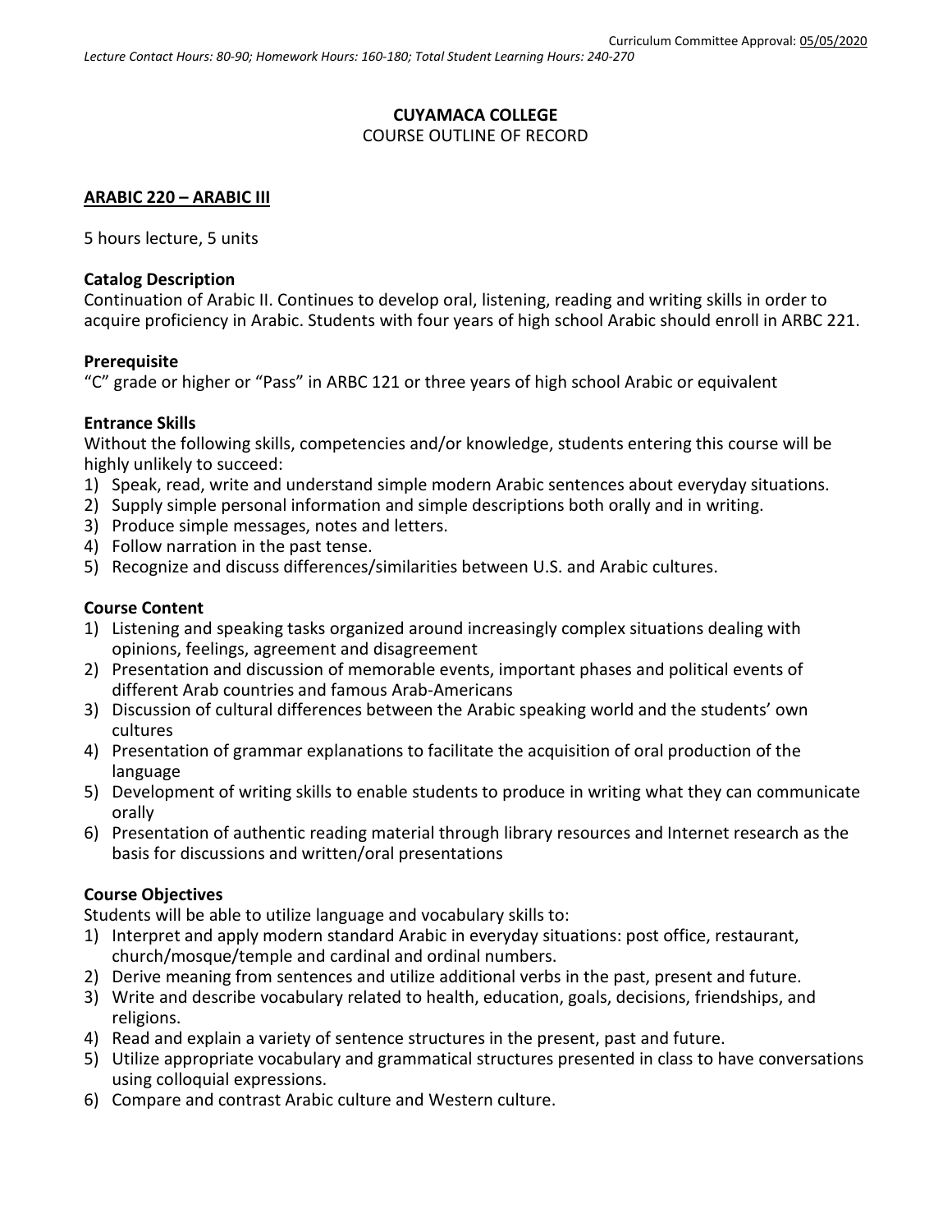Curriculum Committee Approval: 05/05/2020

*Lecture Contact Hours: 80-90; Homework Hours: 160-180; Total Student Learning Hours: 240-270*

**CUYAMACA COLLEGE**
COURSE OUTLINE OF RECORD

**ARABIC 220 – ARABIC III**

5 hours lecture, 5 units

**Catalog Description**
Continuation of Arabic II. Continues to develop oral, listening, reading and writing skills in order to acquire proficiency in Arabic. Students with four years of high school Arabic should enroll in ARBC 221.

**Prerequisite**
"C" grade or higher or "Pass" in ARBC 121 or three years of high school Arabic or equivalent

**Entrance Skills**
Without the following skills, competencies and/or knowledge, students entering this course will be highly unlikely to succeed:
1) Speak, read, write and understand simple modern Arabic sentences about everyday situations.
2) Supply simple personal information and simple descriptions both orally and in writing.
3) Produce simple messages, notes and letters.
4) Follow narration in the past tense.
5) Recognize and discuss differences/similarities between U.S. and Arabic cultures.

**Course Content**
1) Listening and speaking tasks organized around increasingly complex situations dealing with opinions, feelings, agreement and disagreement
2) Presentation and discussion of memorable events, important phases and political events of different Arab countries and famous Arab-Americans
3) Discussion of cultural differences between the Arabic speaking world and the students' own cultures
4) Presentation of grammar explanations to facilitate the acquisition of oral production of the language
5) Development of writing skills to enable students to produce in writing what they can communicate orally
6) Presentation of authentic reading material through library resources and Internet research as the basis for discussions and written/oral presentations

**Course Objectives**
Students will be able to utilize language and vocabulary skills to:
1) Interpret and apply modern standard Arabic in everyday situations: post office, restaurant, church/mosque/temple and cardinal and ordinal numbers.
2) Derive meaning from sentences and utilize additional verbs in the past, present and future.
3) Write and describe vocabulary related to health, education, goals, decisions, friendships, and religions.
4) Read and explain a variety of sentence structures in the present, past and future.
5) Utilize appropriate vocabulary and grammatical structures presented in class to have conversations using colloquial expressions.
6) Compare and contrast Arabic culture and Western culture.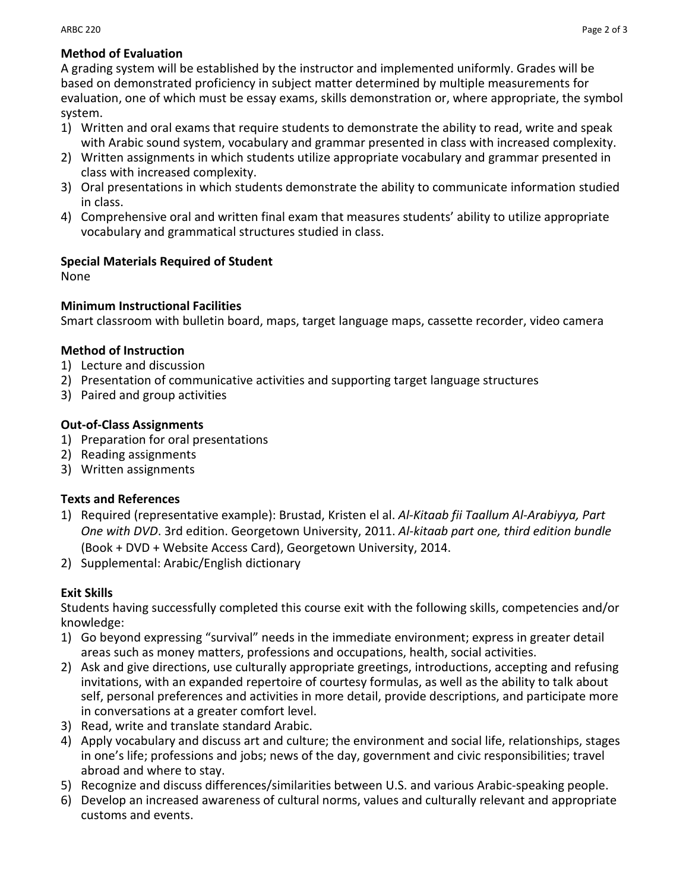**Method of Evaluation**

A grading system will be established by the instructor and implemented uniformly. Grades will be based on demonstrated proficiency in subject matter determined by multiple measurements for evaluation, one of which must be essay exams, skills demonstration or, where appropriate, the symbol system.

1) Written and oral exams that require students to demonstrate the ability to read, write and speak with Arabic sound system, vocabulary and grammar presented in class with increased complexity.
2) Written assignments in which students utilize appropriate vocabulary and grammar presented in class with increased complexity.
3) Oral presentations in which students demonstrate the ability to communicate information studied in class.
4) Comprehensive oral and written final exam that measures students' ability to utilize appropriate vocabulary and grammatical structures studied in class.

**Special Materials Required of Student**

None

**Minimum Instructional Facilities**

Smart classroom with bulletin board, maps, target language maps, cassette recorder, video camera

**Method of Instruction**

1) Lecture and discussion
2) Presentation of communicative activities and supporting target language structures
3) Paired and group activities

**Out-of-Class Assignments**

1) Preparation for oral presentations
2) Reading assignments
3) Written assignments

**Texts and References**

1) Required (representative example): Brustad, Kristen el al. *Al-Kitaab fii Taallum Al-Arabiyya, Part One with DVD*. 3rd edition. Georgetown University, 2011. *Al-kitaab part one, third edition bundle* (Book + DVD + Website Access Card), Georgetown University, 2014.
2) Supplemental: Arabic/English dictionary

**Exit Skills**

Students having successfully completed this course exit with the following skills, competencies and/or knowledge:

1) Go beyond expressing "survival" needs in the immediate environment; express in greater detail areas such as money matters, professions and occupations, health, social activities.
2) Ask and give directions, use culturally appropriate greetings, introductions, accepting and refusing invitations, with an expanded repertoire of courtesy formulas, as well as the ability to talk about self, personal preferences and activities in more detail, provide descriptions, and participate more in conversations at a greater comfort level.
3) Read, write and translate standard Arabic.
4) Apply vocabulary and discuss art and culture; the environment and social life, relationships, stages in one's life; professions and jobs; news of the day, government and civic responsibilities; travel abroad and where to stay.
5) Recognize and discuss differences/similarities between U.S. and various Arabic-speaking people.
6) Develop an increased awareness of cultural norms, values and culturally relevant and appropriate customs and events.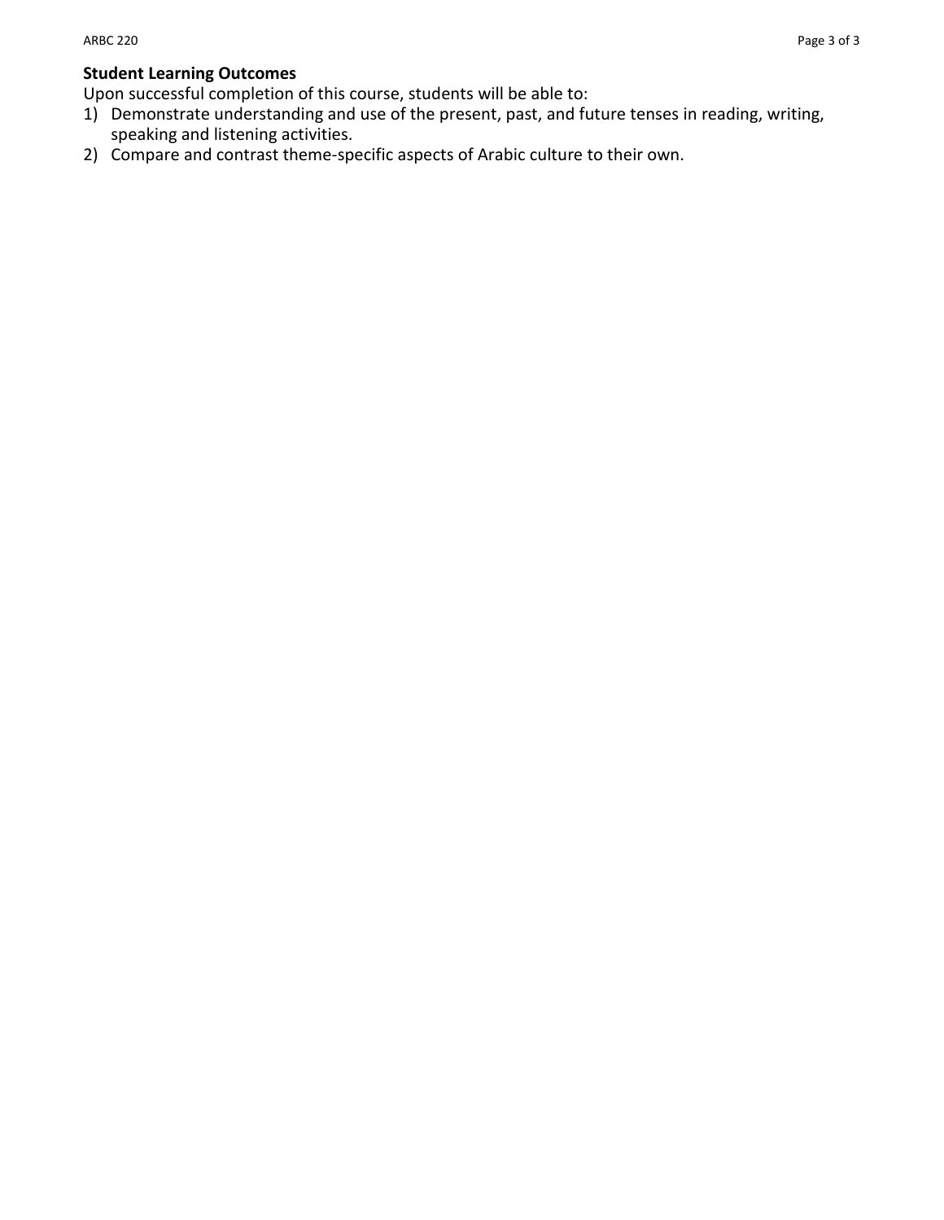**Student Learning Outcomes**

Upon successful completion of this course, students will be able to:

1) Demonstrate understanding and use of the present, past, and future tenses in reading, writing, speaking and listening activities.
2) Compare and contrast theme-specific aspects of Arabic culture to their own.